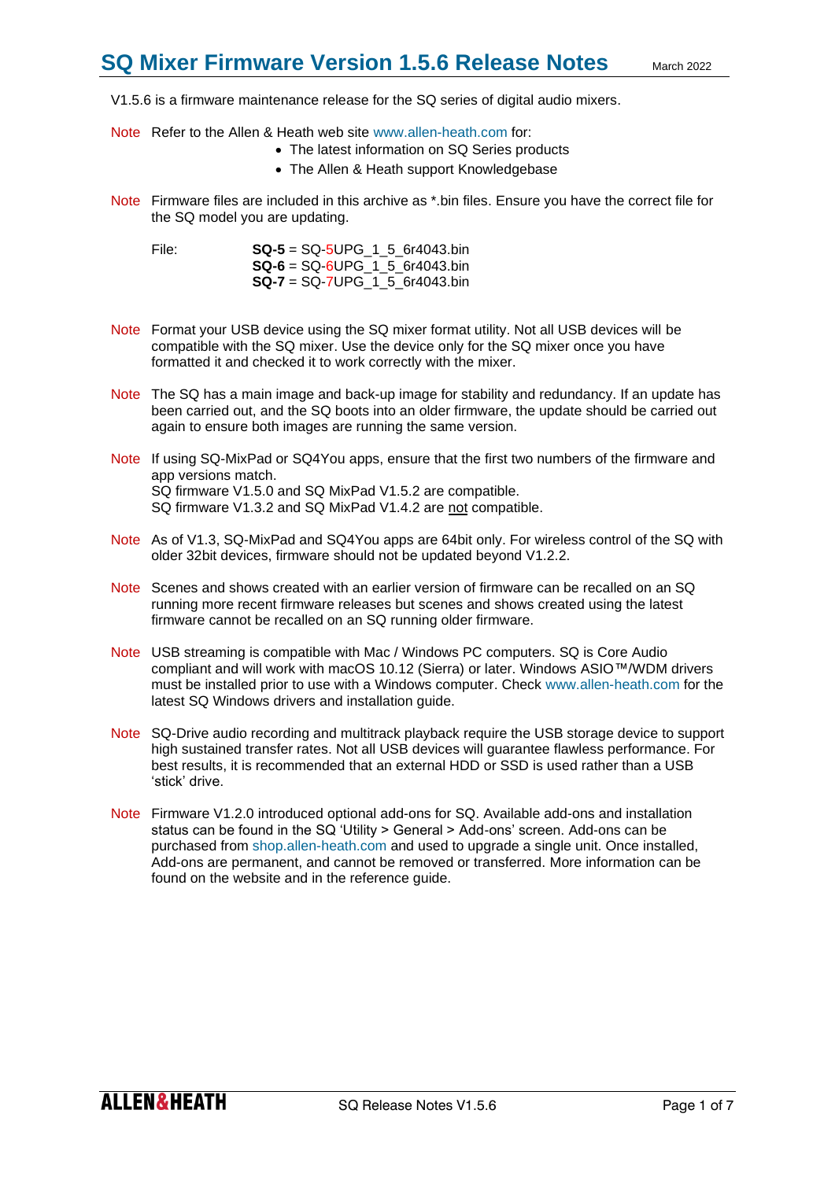# SQ Mixer Firmware Version 1.5.6 Release Notes

March 2022

V1.5.6 is a firmware maintenance release for the SQ series of digital audio mixers.

Note Refer to the Allen & Heath web site www.allen-heath.com for:

- The latest information on SQ Series products
- The Allen & Heath support Knowledgebase

Note Firmware files are included in this archive as *.bin files. Ensure you have the correct file for the SQ model you are updating.

File:
**SQ-5** = SQ-5UPG_1_5_6r4043.bin
**SQ-6** = SQ-6UPG_1_5_6r4043.bin
**SQ-7** = SQ-7UPG_1_5_6r4043.bin

Note Format your USB device using the SQ mixer format utility. Not all USB devices will be compatible with the SQ mixer. Use the device only for the SQ mixer once you have formatted it and checked it to work correctly with the mixer.

Note The SQ has a main image and back-up image for stability and redundancy. If an update has been carried out, and the SQ boots into an older firmware, the update should be carried out again to ensure both images are running the same version.

Note If using SQ-MixPad or SQ4You apps, ensure that the first two numbers of the firmware and app versions match.
SQ firmware V1.5.0 and SQ MixPad V1.5.2 are compatible.
SQ firmware V1.3.2 and SQ MixPad V1.4.2 are not compatible.

Note As of V1.3, SQ-MixPad and SQ4You apps are 64bit only. For wireless control of the SQ with older 32bit devices, firmware should not be updated beyond V1.2.2.

Note Scenes and shows created with an earlier version of firmware can be recalled on an SQ running more recent firmware releases but scenes and shows created using the latest firmware cannot be recalled on an SQ running older firmware.

Note USB streaming is compatible with Mac / Windows PC computers. SQ is Core Audio compliant and will work with macOS 10.12 (Sierra) or later. Windows ASIO™/WDM drivers must be installed prior to use with a Windows computer. Check www.allen-heath.com for the latest SQ Windows drivers and installation guide.

Note SQ-Drive audio recording and multitrack playback require the USB storage device to support high sustained transfer rates. Not all USB devices will guarantee flawless performance. For best results, it is recommended that an external HDD or SSD is used rather than a USB 'stick' drive.

Note Firmware V1.2.0 introduced optional add-ons for SQ. Available add-ons and installation status can be found in the SQ 'Utility > General > Add-ons' screen. Add-ons can be purchased from shop.allen-heath.com and used to upgrade a single unit. Once installed, Add-ons are permanent, and cannot be removed or transferred. More information can be found on the website and in the reference guide.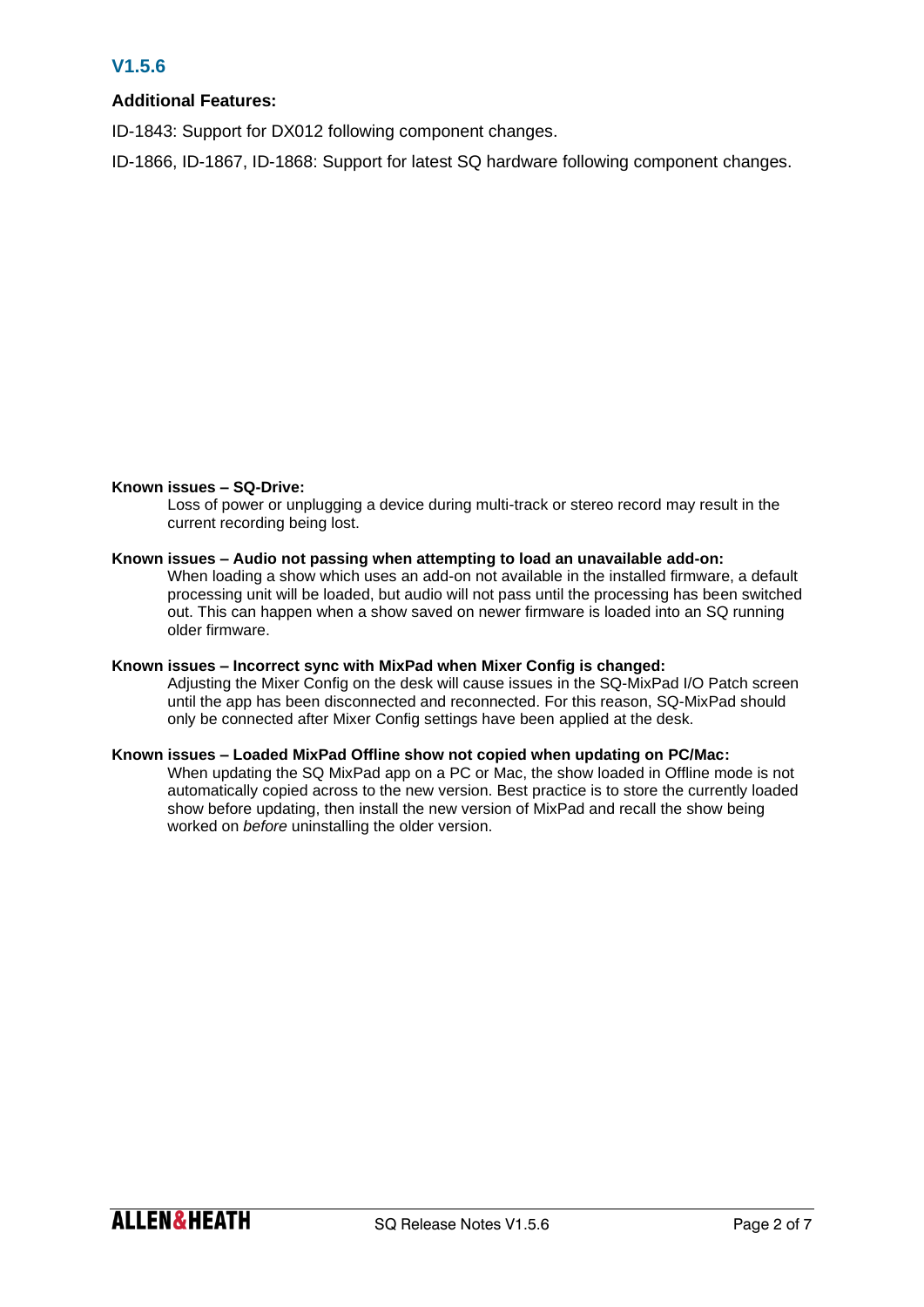## V1.5.6

### Additional Features:

ID-1843: Support for DX012 following component changes.

ID-1866, ID-1867, ID-1868: Support for latest SQ hardware following component changes.

**Known issues – SQ-Drive:**

Loss of power or unplugging a device during multi-track or stereo record may result in the current recording being lost.

**Known issues – Audio not passing when attempting to load an unavailable add-on:**

When loading a show which uses an add-on not available in the installed firmware, a default processing unit will be loaded, but audio will not pass until the processing has been switched out. This can happen when a show saved on newer firmware is loaded into an SQ running older firmware.

**Known issues – Incorrect sync with MixPad when Mixer Config is changed:**

Adjusting the Mixer Config on the desk will cause issues in the SQ-MixPad I/O Patch screen until the app has been disconnected and reconnected. For this reason, SQ-MixPad should only be connected after Mixer Config settings have been applied at the desk.

**Known issues – Loaded MixPad Offline show not copied when updating on PC/Mac:**

When updating the SQ MixPad app on a PC or Mac, the show loaded in Offline mode is not automatically copied across to the new version. Best practice is to store the currently loaded show before updating, then install the new version of MixPad and recall the show being worked on *before* uninstalling the older version.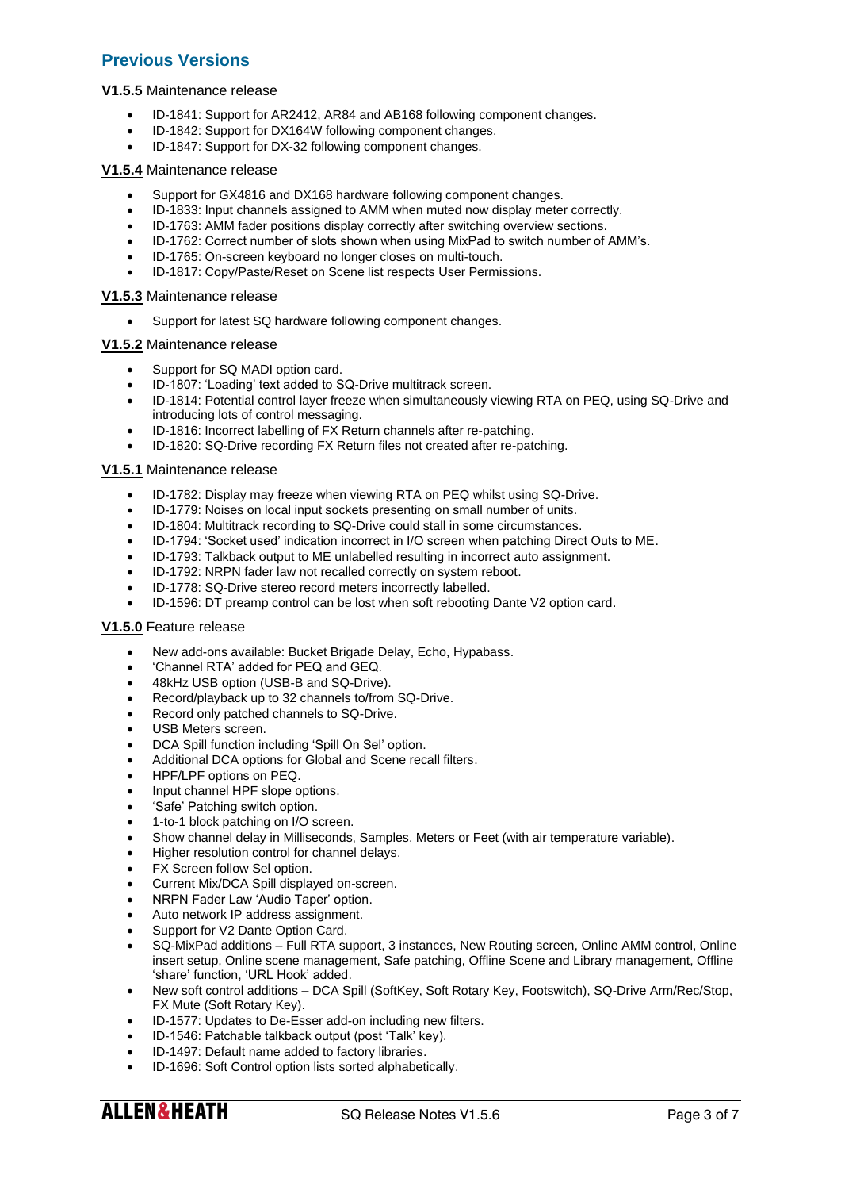## Previous Versions

**V1.5.5** Maintenance release

- ID-1841: Support for AR2412, AR84 and AB168 following component changes.
- ID-1842: Support for DX164W following component changes.
- ID-1847: Support for DX-32 following component changes.

**V1.5.4** Maintenance release

- Support for GX4816 and DX168 hardware following component changes.
- ID-1833: Input channels assigned to AMM when muted now display meter correctly.
- ID-1763: AMM fader positions display correctly after switching overview sections.
- ID-1762: Correct number of slots shown when using MixPad to switch number of AMM's.
- ID-1765: On-screen keyboard no longer closes on multi-touch.
- ID-1817: Copy/Paste/Reset on Scene list respects User Permissions.

**V1.5.3** Maintenance release

- Support for latest SQ hardware following component changes.

**V1.5.2** Maintenance release

- Support for SQ MADI option card.
- ID-1807: 'Loading' text added to SQ-Drive multitrack screen.
- ID-1814: Potential control layer freeze when simultaneously viewing RTA on PEQ, using SQ-Drive and introducing lots of control messaging.
- ID-1816: Incorrect labelling of FX Return channels after re-patching.
- ID-1820: SQ-Drive recording FX Return files not created after re-patching.

**V1.5.1** Maintenance release

- ID-1782: Display may freeze when viewing RTA on PEQ whilst using SQ-Drive.
- ID-1779: Noises on local input sockets presenting on small number of units.
- ID-1804: Multitrack recording to SQ-Drive could stall in some circumstances.
- ID-1794: 'Socket used' indication incorrect in I/O screen when patching Direct Outs to ME.
- ID-1793: Talkback output to ME unlabelled resulting in incorrect auto assignment.
- ID-1792: NRPN fader law not recalled correctly on system reboot.
- ID-1778: SQ-Drive stereo record meters incorrectly labelled.
- ID-1596: DT preamp control can be lost when soft rebooting Dante V2 option card.

**V1.5.0** Feature release

- New add-ons available: Bucket Brigade Delay, Echo, Hypabass.
- 'Channel RTA' added for PEQ and GEQ.
- 48kHz USB option (USB-B and SQ-Drive).
- Record/playback up to 32 channels to/from SQ-Drive.
- Record only patched channels to SQ-Drive.
- USB Meters screen.
- DCA Spill function including 'Spill On Sel' option.
- Additional DCA options for Global and Scene recall filters.
- HPF/LPF options on PEQ.
- Input channel HPF slope options.
- 'Safe' Patching switch option.
- 1-to-1 block patching on I/O screen.
- Show channel delay in Milliseconds, Samples, Meters or Feet (with air temperature variable).
- Higher resolution control for channel delays.
- FX Screen follow Sel option.
- Current Mix/DCA Spill displayed on-screen.
- NRPN Fader Law 'Audio Taper' option.
- Auto network IP address assignment.
- Support for V2 Dante Option Card.
- SQ-MixPad additions – Full RTA support, 3 instances, New Routing screen, Online AMM control, Online insert setup, Online scene management, Safe patching, Offline Scene and Library management, Offline 'share' function, 'URL Hook' added.
- New soft control additions – DCA Spill (SoftKey, Soft Rotary Key, Footswitch), SQ-Drive Arm/Rec/Stop, FX Mute (Soft Rotary Key).
- ID-1577: Updates to De-Esser add-on including new filters.
- ID-1546: Patchable talkback output (post 'Talk' key).
- ID-1497: Default name added to factory libraries.
- ID-1696: Soft Control option lists sorted alphabetically.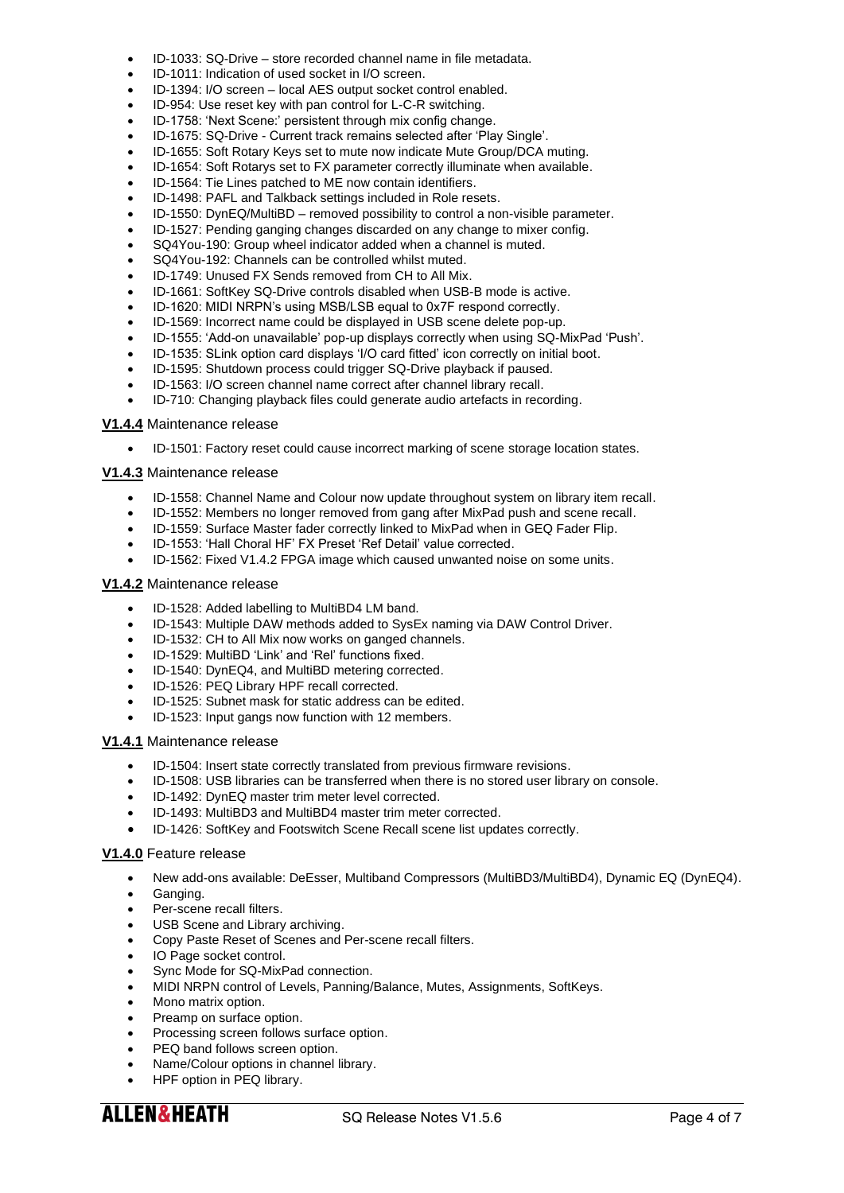- ID-1033: SQ-Drive – store recorded channel name in file metadata.
- ID-1011: Indication of used socket in I/O screen.
- ID-1394: I/O screen – local AES output socket control enabled.
- ID-954: Use reset key with pan control for L-C-R switching.
- ID-1758: 'Next Scene:' persistent through mix config change.
- ID-1675: SQ-Drive - Current track remains selected after 'Play Single'.
- ID-1655: Soft Rotary Keys set to mute now indicate Mute Group/DCA muting.
- ID-1654: Soft Rotarys set to FX parameter correctly illuminate when available.
- ID-1564: Tie Lines patched to ME now contain identifiers.
- ID-1498: PAFL and Talkback settings included in Role resets.
- ID-1550: DynEQ/MultiBD – removed possibility to control a non-visible parameter.
- ID-1527: Pending ganging changes discarded on any change to mixer config.
- SQ4You-190: Group wheel indicator added when a channel is muted.
- SQ4You-192: Channels can be controlled whilst muted.
- ID-1749: Unused FX Sends removed from CH to All Mix.
- ID-1661: SoftKey SQ-Drive controls disabled when USB-B mode is active.
- ID-1620: MIDI NRPN's using MSB/LSB equal to 0x7F respond correctly.
- ID-1569: Incorrect name could be displayed in USB scene delete pop-up.
- ID-1555: 'Add-on unavailable' pop-up displays correctly when using SQ-MixPad 'Push'.
- ID-1535: SLink option card displays 'I/O card fitted' icon correctly on initial boot.
- ID-1595: Shutdown process could trigger SQ-Drive playback if paused.
- ID-1563: I/O screen channel name correct after channel library recall.
- ID-710: Changing playback files could generate audio artefacts in recording.

**V1.4.4** Maintenance release

- ID-1501: Factory reset could cause incorrect marking of scene storage location states.

**V1.4.3** Maintenance release

- ID-1558: Channel Name and Colour now update throughout system on library item recall.
- ID-1552: Members no longer removed from gang after MixPad push and scene recall.
- ID-1559: Surface Master fader correctly linked to MixPad when in GEQ Fader Flip.
- ID-1553: 'Hall Choral HF' FX Preset 'Ref Detail' value corrected.
- ID-1562: Fixed V1.4.2 FPGA image which caused unwanted noise on some units.

**V1.4.2** Maintenance release

- ID-1528: Added labelling to MultiBD4 LM band.
- ID-1543: Multiple DAW methods added to SysEx naming via DAW Control Driver.
- ID-1532: CH to All Mix now works on ganged channels.
- ID-1529: MultiBD 'Link' and 'Rel' functions fixed.
- ID-1540: DynEQ4, and MultiBD metering corrected.
- ID-1526: PEQ Library HPF recall corrected.
- ID-1525: Subnet mask for static address can be edited.
- ID-1523: Input gangs now function with 12 members.

**V1.4.1** Maintenance release

- ID-1504: Insert state correctly translated from previous firmware revisions.
- ID-1508: USB libraries can be transferred when there is no stored user library on console.
- ID-1492: DynEQ master trim meter level corrected.
- ID-1493: MultiBD3 and MultiBD4 master trim meter corrected.
- ID-1426: SoftKey and Footswitch Scene Recall scene list updates correctly.

**V1.4.0** Feature release

- New add-ons available: DeEsser, Multiband Compressors (MultiBD3/MultiBD4), Dynamic EQ (DynEQ4).
- Ganging.
- Per-scene recall filters.
- USB Scene and Library archiving.
- Copy Paste Reset of Scenes and Per-scene recall filters.
- IO Page socket control.
- Sync Mode for SQ-MixPad connection.
- MIDI NRPN control of Levels, Panning/Balance, Mutes, Assignments, SoftKeys.
- Mono matrix option.
- Preamp on surface option.
- Processing screen follows surface option.
- PEQ band follows screen option.
- Name/Colour options in channel library.
- HPF option in PEQ library.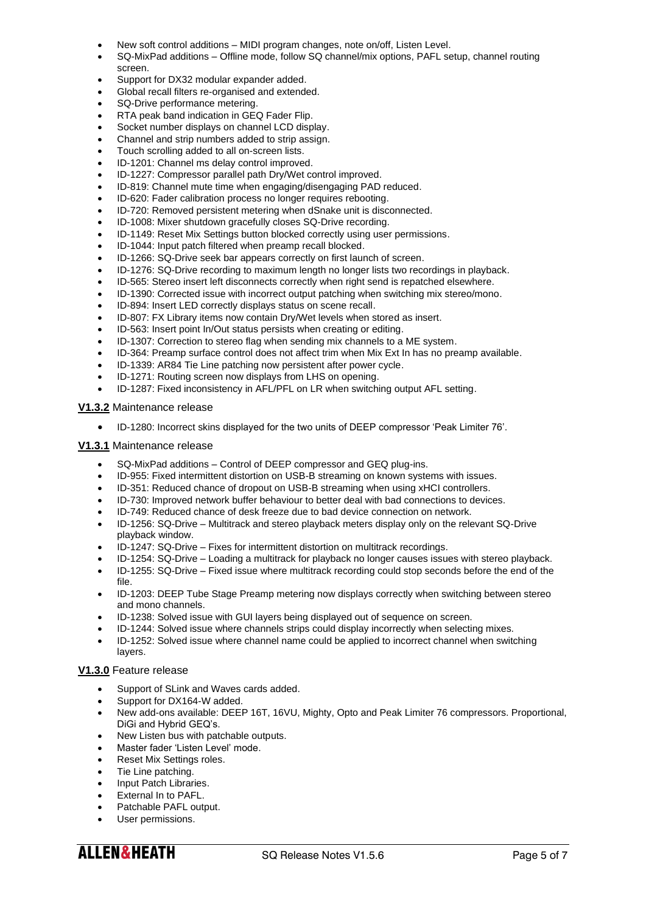- New soft control additions – MIDI program changes, note on/off, Listen Level.
- SQ-MixPad additions – Offline mode, follow SQ channel/mix options, PAFL setup, channel routing screen.
- Support for DX32 modular expander added.
- Global recall filters re-organised and extended.
- SQ-Drive performance metering.
- RTA peak band indication in GEQ Fader Flip.
- Socket number displays on channel LCD display.
- Channel and strip numbers added to strip assign.
- Touch scrolling added to all on-screen lists.
- ID-1201: Channel ms delay control improved.
- ID-1227: Compressor parallel path Dry/Wet control improved.
- ID-819: Channel mute time when engaging/disengaging PAD reduced.
- ID-620: Fader calibration process no longer requires rebooting.
- ID-720: Removed persistent metering when dSnake unit is disconnected.
- ID-1008: Mixer shutdown gracefully closes SQ-Drive recording.
- ID-1149: Reset Mix Settings button blocked correctly using user permissions.
- ID-1044: Input patch filtered when preamp recall blocked.
- ID-1266: SQ-Drive seek bar appears correctly on first launch of screen.
- ID-1276: SQ-Drive recording to maximum length no longer lists two recordings in playback.
- ID-565: Stereo insert left disconnects correctly when right send is repatched elsewhere.
- ID-1390: Corrected issue with incorrect output patching when switching mix stereo/mono.
- ID-894: Insert LED correctly displays status on scene recall.
- ID-807: FX Library items now contain Dry/Wet levels when stored as insert.
- ID-563: Insert point In/Out status persists when creating or editing.
- ID-1307: Correction to stereo flag when sending mix channels to a ME system.
- ID-364: Preamp surface control does not affect trim when Mix Ext In has no preamp available.
- ID-1339: AR84 Tie Line patching now persistent after power cycle.
- ID-1271: Routing screen now displays from LHS on opening.
- ID-1287: Fixed inconsistency in AFL/PFL on LR when switching output AFL setting.

**V1.3.2** Maintenance release

- ID-1280: Incorrect skins displayed for the two units of DEEP compressor 'Peak Limiter 76'.

**V1.3.1** Maintenance release

- SQ-MixPad additions – Control of DEEP compressor and GEQ plug-ins.
- ID-955: Fixed intermittent distortion on USB-B streaming on known systems with issues.
- ID-351: Reduced chance of dropout on USB-B streaming when using xHCI controllers.
- ID-730: Improved network buffer behaviour to better deal with bad connections to devices.
- ID-749: Reduced chance of desk freeze due to bad device connection on network.
- ID-1256: SQ-Drive – Multitrack and stereo playback meters display only on the relevant SQ-Drive playback window.
- ID-1247: SQ-Drive – Fixes for intermittent distortion on multitrack recordings.
- ID-1254: SQ-Drive – Loading a multitrack for playback no longer causes issues with stereo playback.
- ID-1255: SQ-Drive – Fixed issue where multitrack recording could stop seconds before the end of the file.
- ID-1203: DEEP Tube Stage Preamp metering now displays correctly when switching between stereo and mono channels.
- ID-1238: Solved issue with GUI layers being displayed out of sequence on screen.
- ID-1244: Solved issue where channels strips could display incorrectly when selecting mixes.
- ID-1252: Solved issue where channel name could be applied to incorrect channel when switching layers.

**V1.3.0** Feature release

- Support of SLink and Waves cards added.
- Support for DX164-W added.
- New add-ons available: DEEP 16T, 16VU, Mighty, Opto and Peak Limiter 76 compressors. Proportional, DiGi and Hybrid GEQ's.
- New Listen bus with patchable outputs.
- Master fader 'Listen Level' mode.
- Reset Mix Settings roles.
- Tie Line patching.
- Input Patch Libraries.
- External In to PAFL.
- Patchable PAFL output.
- User permissions.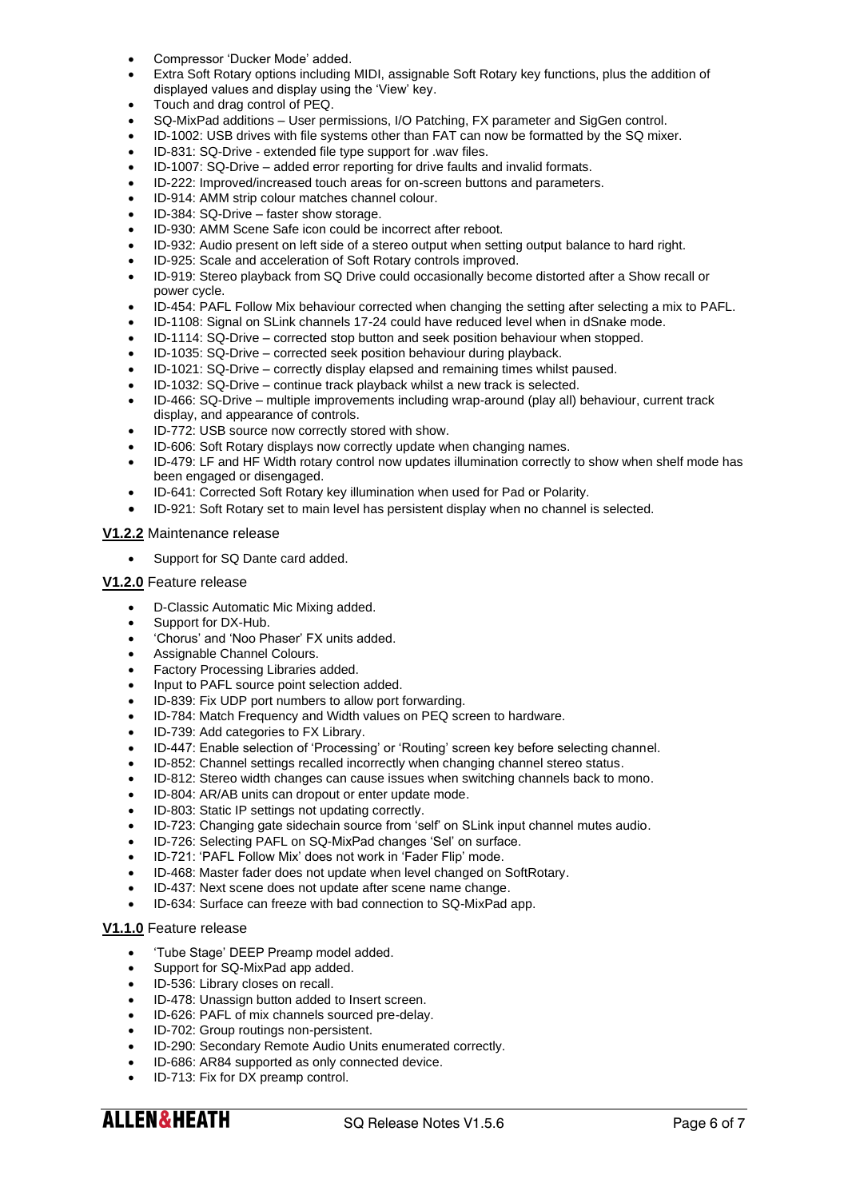- Compressor 'Ducker Mode' added.
- Extra Soft Rotary options including MIDI, assignable Soft Rotary key functions, plus the addition of displayed values and display using the 'View' key.
- Touch and drag control of PEQ.
- SQ-MixPad additions – User permissions, I/O Patching, FX parameter and SigGen control.
- ID-1002: USB drives with file systems other than FAT can now be formatted by the SQ mixer.
- ID-831: SQ-Drive - extended file type support for .wav files.
- ID-1007: SQ-Drive – added error reporting for drive faults and invalid formats.
- ID-222: Improved/increased touch areas for on-screen buttons and parameters.
- ID-914: AMM strip colour matches channel colour.
- ID-384: SQ-Drive – faster show storage.
- ID-930: AMM Scene Safe icon could be incorrect after reboot.
- ID-932: Audio present on left side of a stereo output when setting output balance to hard right.
- ID-925: Scale and acceleration of Soft Rotary controls improved.
- ID-919: Stereo playback from SQ Drive could occasionally become distorted after a Show recall or power cycle.
- ID-454: PAFL Follow Mix behaviour corrected when changing the setting after selecting a mix to PAFL.
- ID-1108: Signal on SLink channels 17-24 could have reduced level when in dSnake mode.
- ID-1114: SQ-Drive – corrected stop button and seek position behaviour when stopped.
- ID-1035: SQ-Drive – corrected seek position behaviour during playback.
- ID-1021: SQ-Drive – correctly display elapsed and remaining times whilst paused.
- ID-1032: SQ-Drive – continue track playback whilst a new track is selected.
- ID-466: SQ-Drive – multiple improvements including wrap-around (play all) behaviour, current track display, and appearance of controls.
- ID-772: USB source now correctly stored with show.
- ID-606: Soft Rotary displays now correctly update when changing names.
- ID-479: LF and HF Width rotary control now updates illumination correctly to show when shelf mode has been engaged or disengaged.
- ID-641: Corrected Soft Rotary key illumination when used for Pad or Polarity.
- ID-921: Soft Rotary set to main level has persistent display when no channel is selected.

**V1.2.2** Maintenance release

- Support for SQ Dante card added.

**V1.2.0** Feature release

- D-Classic Automatic Mic Mixing added.
- Support for DX-Hub.
- 'Chorus' and 'Noo Phaser' FX units added.
- Assignable Channel Colours.
- Factory Processing Libraries added.
- Input to PAFL source point selection added.
- ID-839: Fix UDP port numbers to allow port forwarding.
- ID-784: Match Frequency and Width values on PEQ screen to hardware.
- ID-739: Add categories to FX Library.
- ID-447: Enable selection of 'Processing' or 'Routing' screen key before selecting channel.
- ID-852: Channel settings recalled incorrectly when changing channel stereo status.
- ID-812: Stereo width changes can cause issues when switching channels back to mono.
- ID-804: AR/AB units can dropout or enter update mode.
- ID-803: Static IP settings not updating correctly.
- ID-723: Changing gate sidechain source from 'self' on SLink input channel mutes audio.
- ID-726: Selecting PAFL on SQ-MixPad changes 'Sel' on surface.
- ID-721: 'PAFL Follow Mix' does not work in 'Fader Flip' mode.
- ID-468: Master fader does not update when level changed on SoftRotary.
- ID-437: Next scene does not update after scene name change.
- ID-634: Surface can freeze with bad connection to SQ-MixPad app.

**V1.1.0** Feature release

- 'Tube Stage' DEEP Preamp model added.
- Support for SQ-MixPad app added.
- ID-536: Library closes on recall.
- ID-478: Unassign button added to Insert screen.
- ID-626: PAFL of mix channels sourced pre-delay.
- ID-702: Group routings non-persistent.
- ID-290: Secondary Remote Audio Units enumerated correctly.
- ID-686: AR84 supported as only connected device.
- ID-713: Fix for DX preamp control.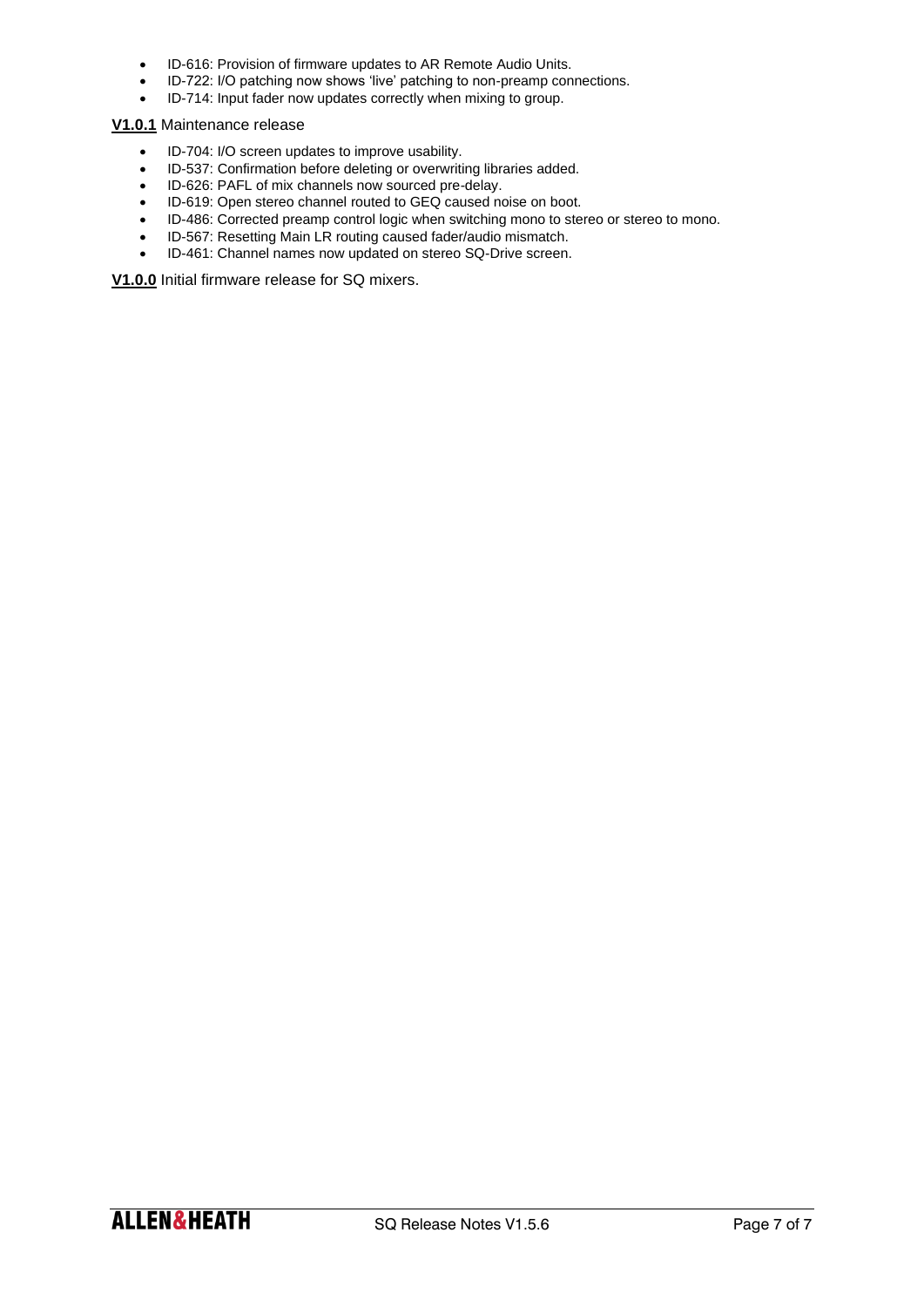- ID-616: Provision of firmware updates to AR Remote Audio Units.
- ID-722: I/O patching now shows 'live' patching to non-preamp connections.
- ID-714: Input fader now updates correctly when mixing to group.

**V1.0.1** Maintenance release

- ID-704: I/O screen updates to improve usability.
- ID-537: Confirmation before deleting or overwriting libraries added.
- ID-626: PAFL of mix channels now sourced pre-delay.
- ID-619: Open stereo channel routed to GEQ caused noise on boot.
- ID-486: Corrected preamp control logic when switching mono to stereo or stereo to mono.
- ID-567: Resetting Main LR routing caused fader/audio mismatch.
- ID-461: Channel names now updated on stereo SQ-Drive screen.

**V1.0.0** Initial firmware release for SQ mixers.